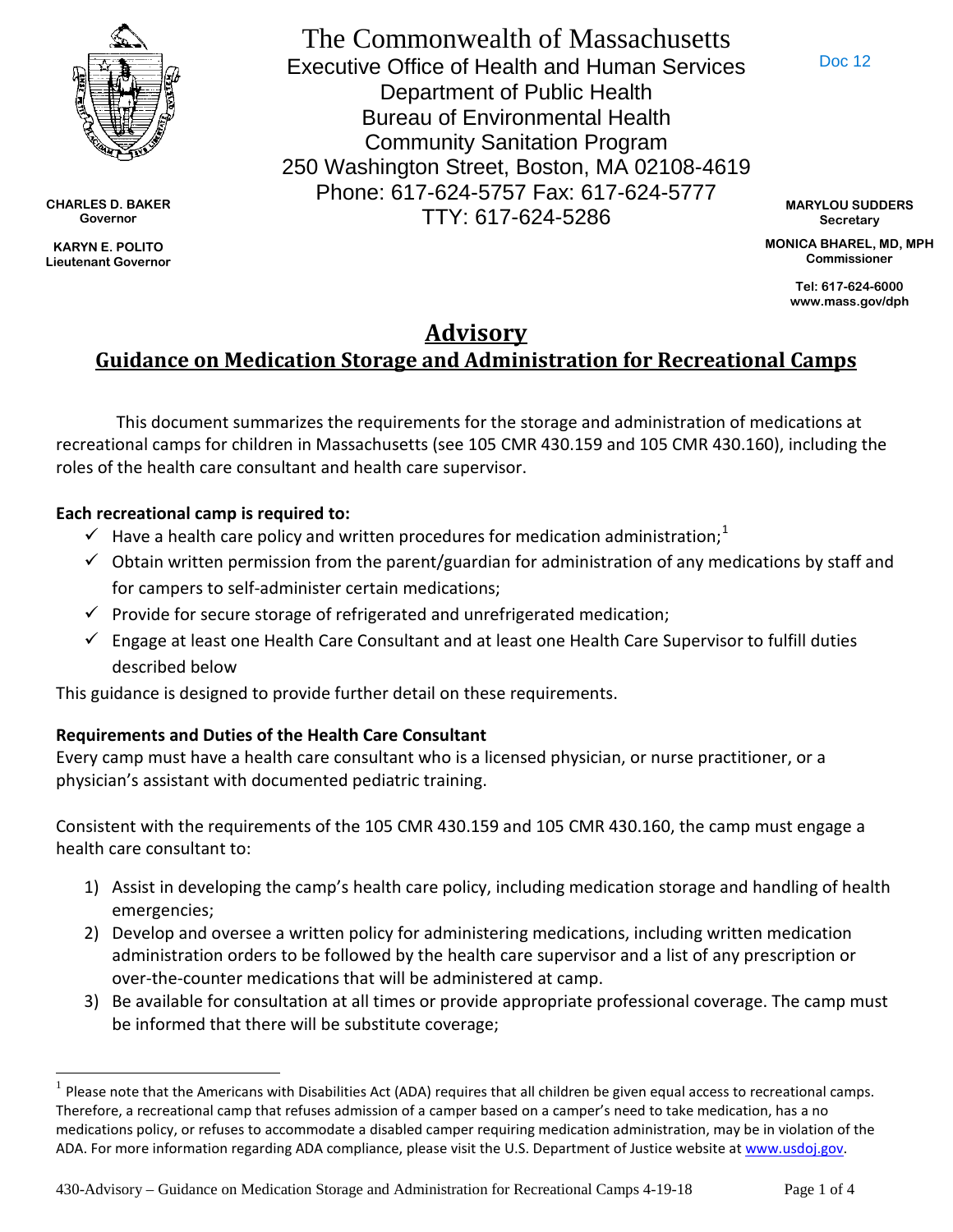Doc 12

The Commonwealth of Massachusetts
Executive Office of Health and Human Services
Department of Public Health
Bureau of Environmental Health
Community Sanitation Program
250 Washington Street, Boston, MA 02108-4619
Phone: 617-624-5757 Fax: 617-624-5777
TTY: 617-624-5286

**CHARLES D. BAKER**
Governor

**KARYN E. POLITO**
Lieutenant Governor

**MARYLOU SUDDERS**
Secretary

**MONICA BHAREL, MD, MPH**
Commissioner

Tel: 617-624-6000
www.mass.gov/dph

# Advisory

## Guidance on Medication Storage and Administration for Recreational Camps

This document summarizes the requirements for the storage and administration of medications at recreational camps for children in Massachusetts (see 105 CMR 430.159 and 105 CMR 430.160), including the roles of the health care consultant and health care supervisor.

**Each recreational camp is required to:**

- ✓ Have a health care policy and written procedures for medication administration;[1]
- ✓ Obtain written permission from the parent/guardian for administration of any medications by staff and for campers to self-administer certain medications;
- ✓ Provide for secure storage of refrigerated and unrefrigerated medication;
- ✓ Engage at least one Health Care Consultant and at least one Health Care Supervisor to fulfill duties described below

This guidance is designed to provide further detail on these requirements.

**Requirements and Duties of the Health Care Consultant**

Every camp must have a health care consultant who is a licensed physician, or nurse practitioner, or a physician's assistant with documented pediatric training.

Consistent with the requirements of the 105 CMR 430.159 and 105 CMR 430.160, the camp must engage a health care consultant to:

1) Assist in developing the camp's health care policy, including medication storage and handling of health emergencies;
2) Develop and oversee a written policy for administering medications, including written medication administration orders to be followed by the health care supervisor and a list of any prescription or over-the-counter medications that will be administered at camp.
3) Be available for consultation at all times or provide appropriate professional coverage. The camp must be informed that there will be substitute coverage;

---

[1] Please note that the Americans with Disabilities Act (ADA) requires that all children be given equal access to recreational camps. Therefore, a recreational camp that refuses admission of a camper based on a camper's need to take medication, has a no medications policy, or refuses to accommodate a disabled camper requiring medication administration, may be in violation of the ADA. For more information regarding ADA compliance, please visit the U.S. Department of Justice website at www.usdoj.gov.

430-Advisory – Guidance on Medication Storage and Administration for Recreational Camps 4-19-18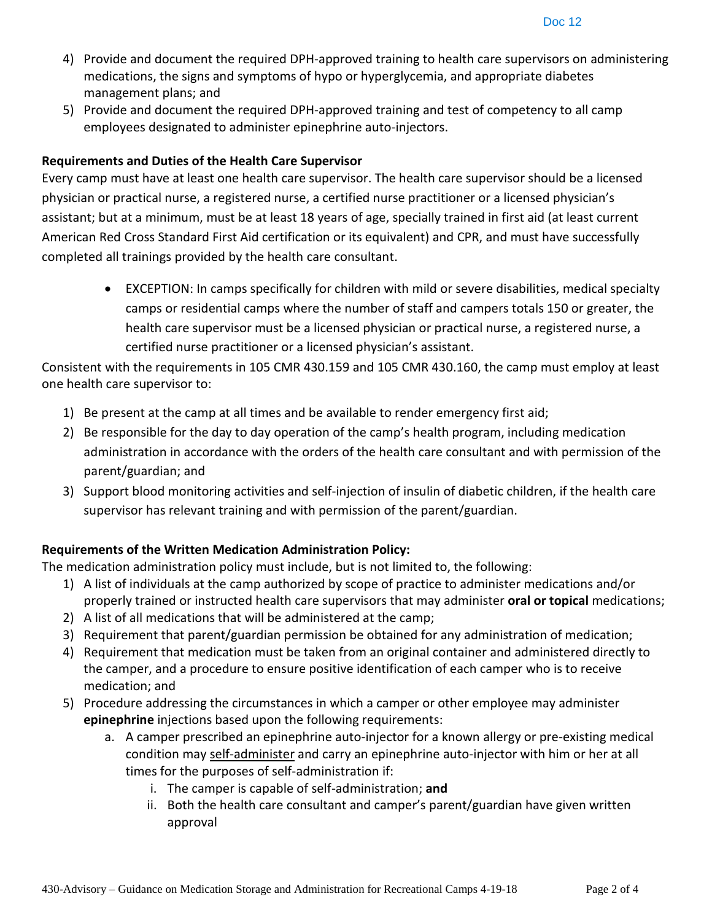4) Provide and document the required DPH-approved training to health care supervisors on administering medications, the signs and symptoms of hypo or hyperglycemia, and appropriate diabetes management plans; and
5) Provide and document the required DPH-approved training and test of competency to all camp employees designated to administer epinephrine auto-injectors.

**Requirements and Duties of the Health Care Supervisor**

Every camp must have at least one health care supervisor. The health care supervisor should be a licensed physician or practical nurse, a registered nurse, a certified nurse practitioner or a licensed physician's assistant; but at a minimum, must be at least 18 years of age, specially trained in first aid (at least current American Red Cross Standard First Aid certification or its equivalent) and CPR, and must have successfully completed all trainings provided by the health care consultant.

- EXCEPTION: In camps specifically for children with mild or severe disabilities, medical specialty camps or residential camps where the number of staff and campers totals 150 or greater, the health care supervisor must be a licensed physician or practical nurse, a registered nurse, a certified nurse practitioner or a licensed physician's assistant.

Consistent with the requirements in 105 CMR 430.159 and 105 CMR 430.160, the camp must employ at least one health care supervisor to:

1) Be present at the camp at all times and be available to render emergency first aid;
2) Be responsible for the day to day operation of the camp's health program, including medication administration in accordance with the orders of the health care consultant and with permission of the parent/guardian; and
3) Support blood monitoring activities and self-injection of insulin of diabetic children, if the health care supervisor has relevant training and with permission of the parent/guardian.

**Requirements of the Written Medication Administration Policy:**

The medication administration policy must include, but is not limited to, the following:

1) A list of individuals at the camp authorized by scope of practice to administer medications and/or properly trained or instructed health care supervisors that may administer **oral or topical** medications;
2) A list of all medications that will be administered at the camp;
3) Requirement that parent/guardian permission be obtained for any administration of medication;
4) Requirement that medication must be taken from an original container and administered directly to the camper, and a procedure to ensure positive identification of each camper who is to receive medication; and
5) Procedure addressing the circumstances in which a camper or other employee may administer **epinephrine** injections based upon the following requirements:
    a. A camper prescribed an epinephrine auto-injector for a known allergy or pre-existing medical condition may <u>self-administer</u> and carry an epinephrine auto-injector with him or her at all times for the purposes of self-administration if:
        i. The camper is capable of self-administration; **and**
        ii. Both the health care consultant and camper's parent/guardian have given written approval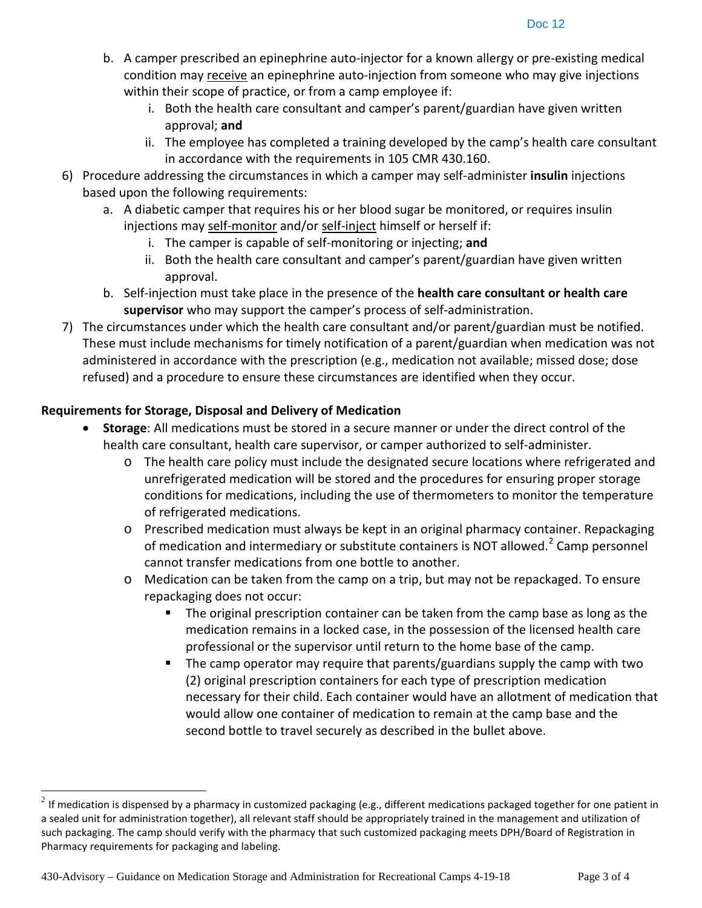b. A camper prescribed an epinephrine auto-injector for a known allergy or pre-existing medical condition may receive an epinephrine auto-injection from someone who may give injections within their scope of practice, or from a camp employee if:
   i. Both the health care consultant and camper's parent/guardian have given written approval; **and**
   ii. The employee has completed a training developed by the camp's health care consultant in accordance with the requirements in 105 CMR 430.160.

6) Procedure addressing the circumstances in which a camper may self-administer **insulin** injections based upon the following requirements:
   a. A diabetic camper that requires his or her blood sugar be monitored, or requires insulin injections may self-monitor and/or self-inject himself or herself if:
      i. The camper is capable of self-monitoring or injecting; **and**
      ii. Both the health care consultant and camper's parent/guardian have given written approval.
   b. Self-injection must take place in the presence of the **health care consultant or health care supervisor** who may support the camper's process of self-administration.

7) The circumstances under which the health care consultant and/or parent/guardian must be notified. These must include mechanisms for timely notification of a parent/guardian when medication was not administered in accordance with the prescription (e.g., medication not available; missed dose; dose refused) and a procedure to ensure these circumstances are identified when they occur.

**Requirements for Storage, Disposal and Delivery of Medication**

- **Storage**: All medications must be stored in a secure manner or under the direct control of the health care consultant, health care supervisor, or camper authorized to self-administer.
  - The health care policy must include the designated secure locations where refrigerated and unrefrigerated medication will be stored and the procedures for ensuring proper storage conditions for medications, including the use of thermometers to monitor the temperature of refrigerated medications.
  - Prescribed medication must always be kept in an original pharmacy container. Repackaging of medication and intermediary or substitute containers is NOT allowed.[2] Camp personnel cannot transfer medications from one bottle to another.
  - Medication can be taken from the camp on a trip, but may not be repackaged. To ensure repackaging does not occur:
    - The original prescription container can be taken from the camp base as long as the medication remains in a locked case, in the possession of the licensed health care professional or the supervisor until return to the home base of the camp.
    - The camp operator may require that parents/guardians supply the camp with two (2) original prescription containers for each type of prescription medication necessary for their child. Each container would have an allotment of medication that would allow one container of medication to remain at the camp base and the second bottle to travel securely as described in the bullet above.

---

[2] If medication is dispensed by a pharmacy in customized packaging (e.g., different medications packaged together for one patient in a sealed unit for administration together), all relevant staff should be appropriately trained in the management and utilization of such packaging. The camp should verify with the pharmacy that such customized packaging meets DPH/Board of Registration in Pharmacy requirements for packaging and labeling.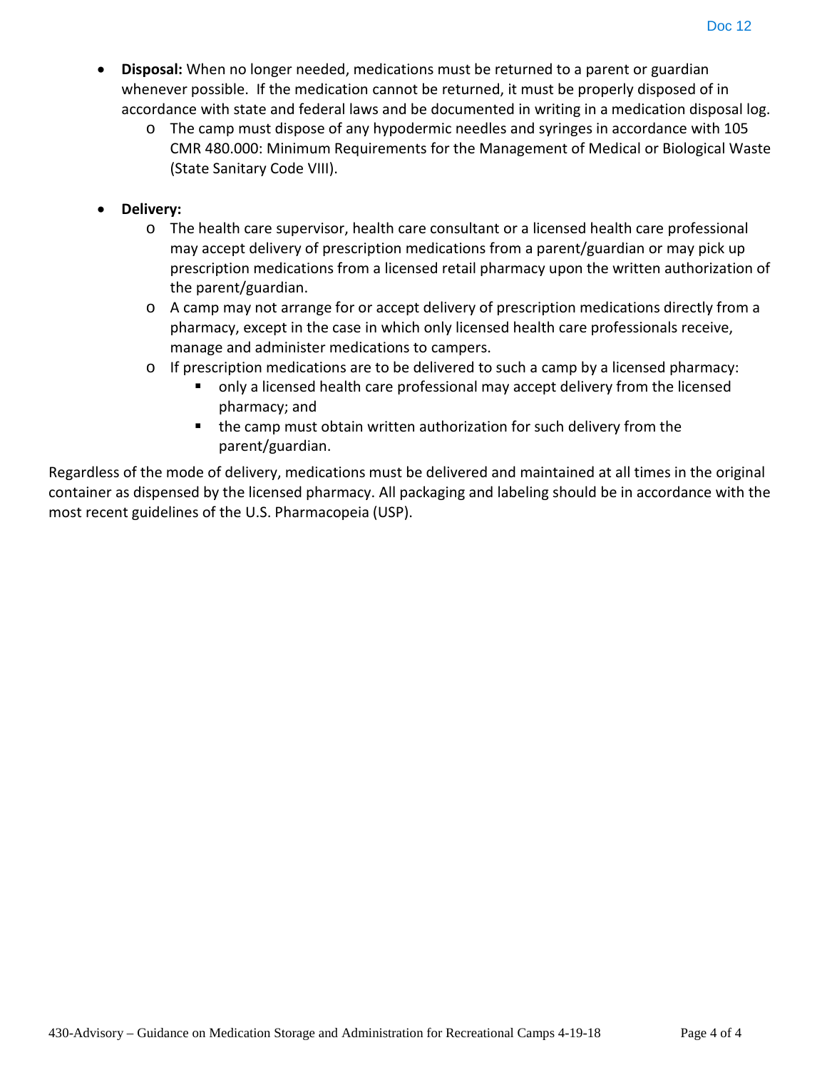- **Disposal:** When no longer needed, medications must be returned to a parent or guardian whenever possible. If the medication cannot be returned, it must be properly disposed of in accordance with state and federal laws and be documented in writing in a medication disposal log.
  - The camp must dispose of any hypodermic needles and syringes in accordance with 105 CMR 480.000: Minimum Requirements for the Management of Medical or Biological Waste (State Sanitary Code VIII).

- **Delivery:**
  - The health care supervisor, health care consultant or a licensed health care professional may accept delivery of prescription medications from a parent/guardian or may pick up prescription medications from a licensed retail pharmacy upon the written authorization of the parent/guardian.
  - A camp may not arrange for or accept delivery of prescription medications directly from a pharmacy, except in the case in which only licensed health care professionals receive, manage and administer medications to campers.
  - If prescription medications are to be delivered to such a camp by a licensed pharmacy:
    - only a licensed health care professional may accept delivery from the licensed pharmacy; and
    - the camp must obtain written authorization for such delivery from the parent/guardian.

Regardless of the mode of delivery, medications must be delivered and maintained at all times in the original container as dispensed by the licensed pharmacy. All packaging and labeling should be in accordance with the most recent guidelines of the U.S. Pharmacopeia (USP).